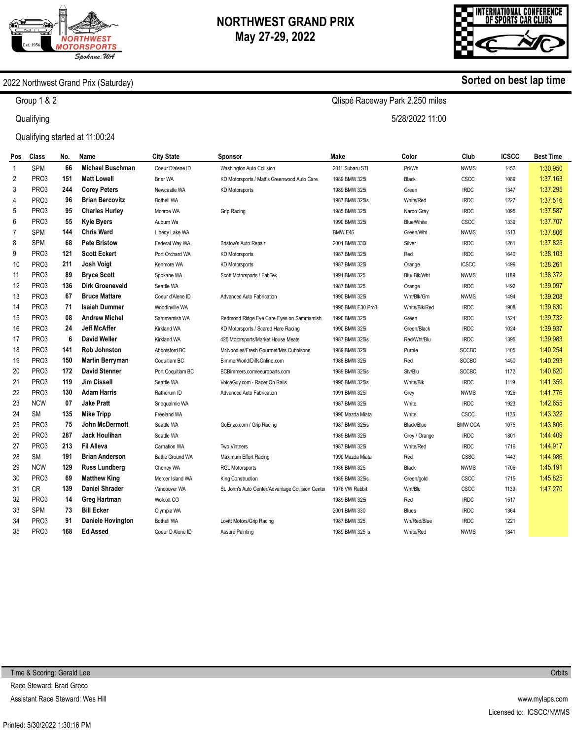# NORTHWEST GRAND PRIX
## May 27-29, 2022

2022 Northwest Grand Prix (Saturday) — **Sorted on best lap time**

Group 1 & 2 — Qlispé Raceway Park 2.250 miles

Qualifying — 5/28/2022 11:00

Qualifying started at 11:00:24

| Pos | Class | No. | Name | City State | Sponsor | Make | Color | Club | ICSCC | Best Time |
|---|---|---|---|---|---|---|---|---|---|---|
| 1 | SPM | 66 | **Michael Buschman** | Coeur D'alene ID | Washington Auto Collision | 2011 Subaru STI | Prl/Wh | NWMS | 1452 | 1:30.950 |
| 2 | PRO3 | 151 | **Matt Lowell** | Brier WA | KD Motorsports / Matt's Greenwood Auto Care | 1989 BMW 325i | Black | CSCC | 1089 | 1:37.163 |
| 3 | PRO3 | 244 | **Corey Peters** | Newcastle WA | KD Motorsports | 1989 BMW 325i | Green | IRDC | 1347 | 1:37.295 |
| 4 | PRO3 | 96 | **Brian Bercovitz** | Bothell WA | | 1987 BMW 325is | White/Red | IRDC | 1227 | 1:37.516 |
| 5 | PRO3 | 95 | **Charles Hurley** | Monroe WA | Grip Racing | 1985 BMW 325i | Nardo Gray | IRDC | 1095 | 1:37.587 |
| 6 | PRO3 | 55 | **Kyle Byers** | Auburn Wa | | 1990 BMW 325i | Blue/White | CSCC | 1339 | 1:37.707 |
| 7 | SPM | 144 | **Chris Ward** | Liberty Lake WA | | BMW E46 | Green/Wht | NWMS | 1513 | 1:37.806 |
| 8 | SPM | 68 | **Pete Bristow** | Federal Way WA | Bristow's Auto Repair | 2001 BMW 330i | Silver | IRDC | 1261 | 1:37.825 |
| 9 | PRO3 | 121 | **Scott Eckert** | Port Orchard WA | KD Motorsports | 1987 BMW 325i | Red | IRDC | 1640 | 1:38.103 |
| 10 | PRO3 | 211 | **Josh Voigt** | Kenmore WA | KD Motorsports | 1987 BMW 325i | Orange | ICSCC | 1499 | 1:38.261 |
| 11 | PRO3 | 89 | **Bryce Scott** | Spokane WA | Scott Motorsports / FabTek | 1991 BMW 325 | Blu/ Blk/Wht | NWMS | 1189 | 1:38.372 |
| 12 | PRO3 | 136 | **Dirk Groeneveld** | Seattle WA | | 1987 BMW 325 | Orange | IRDC | 1492 | 1:39.097 |
| 13 | PRO3 | 67 | **Bruce Mattare** | Coeur d'Alene ID | Advanced Auto Fabrication | 1990 BMW 325i | Wht/Blk/Grn | NWMS | 1494 | 1:39.208 |
| 14 | PRO3 | 71 | **Isaiah Dummer** | Woodinville WA | | 1990 BMW E30 Pro3 | White/Blk/Red | IRDC | 1908 | 1:39.630 |
| 15 | PRO3 | 08 | **Andrew Michel** | Sammamish WA | Redmond Ridge Eye Care Eyes on Sammamish | 1990 BMW 325i | Green | IRDC | 1524 | 1:39.732 |
| 16 | PRO3 | 24 | **Jeff McAffer** | Kirkland WA | KD Motorsports / Scared Hare Racing | 1990 BMW 325i | Green/Black | IRDC | 1024 | 1:39.937 |
| 17 | PRO3 | 6 | **David Weller** | Kirkland WA | 425 Motorsports/Market House Meats | 1987 BMW 325is | Red/Wht/Blu | IRDC | 1395 | 1:39.983 |
| 18 | PRO3 | 141 | **Rob Johnston** | Abbotsford BC | Mr.Noodles/Fresh Gourmet/Mrs.Cubbisons | 1989 BMW 325i | Purple | SCCBC | 1405 | 1:40.254 |
| 19 | PRO3 | 150 | **Martin Berryman** | Coquitlam BC | BimmerWorld/DiffsOnline.com | 1988 BMW 325i | Red | SCCBC | 1450 | 1:40.293 |
| 20 | PRO3 | 172 | **David Stenner** | Port Coquitlam BC | BCBimmers.com/eeuroparts.com | 1989 BMW 325is | Slv/Blu | SCCBC | 1172 | 1:40.620 |
| 21 | PRO3 | 119 | **Jim Cissell** | Seattle WA | VoiceGuy.com - Racer On Rails | 1990 BMW 325is | White/Blk | IRDC | 1119 | 1:41.359 |
| 22 | PRO3 | 130 | **Adam Harris** | Rathdrum ID | Advanced Auto Fabrication | 1991 BMW 325I | Grey | NWMS | 1926 | 1:41.776 |
| 23 | NCW | 07 | **Jake Pratt** | Snoqualmie WA | | 1987 BMW 325i | White | IRDC | 1923 | 1:42.655 |
| 24 | SM | 135 | **Mike Tripp** | Freeland WA | | 1990 Mazda Miata | White | CSCC | 1135 | 1:43.322 |
| 25 | PRO3 | 75 | **John McDermott** | Seattle WA | GoEnzo.com / Grip Racing | 1987 BMW 325is | Black/Blue | BMW CCA | 1075 | 1:43.806 |
| 26 | PRO3 | 287 | **Jack Houlihan** | Seattle WA | | 1989 BMW 325i | Grey / Orange | IRDC | 1801 | 1:44.409 |
| 27 | PRO3 | 213 | **Fil Alleva** | Carnation WA | Two Vintners | 1987 BMW 325i | White/Red | IRDC | 1716 | 1:44.917 |
| 28 | SM | 191 | **Brian Anderson** | Battle Ground WA | Maximum Effort Racing | 1990 Mazda Miata | Red | CSCC | 1443 | 1:44.986 |
| 29 | NCW | 129 | **Russ Lundberg** | Cheney WA | RGL Motorsports | 1986 BMW 325 | Black | NWMS | 1706 | 1:45.191 |
| 30 | PRO3 | 69 | **Matthew King** | Mercer Island WA | King Construction | 1989 BMW 325is | Green/gold | CSCC | 1715 | 1:45.825 |
| 31 | CR | 139 | **Daniel Shrader** | Vancouver WA | St. John's Auto Center/Advantage Collision Cente | 1976 VW Rabbit | Wht/Blu | CSCC | 1139 | 1:47.270 |
| 32 | PRO3 | 14 | **Greg Hartman** | Wolcott CO | | 1989 BMW 325i | Red | IRDC | 1517 | |
| 33 | SPM | 73 | **Bill Ecker** | Olympia WA | | 2001 BMW 330 | Blues | IRDC | 1364 | |
| 34 | PRO3 | 91 | **Daniele Hovington** | Bothell WA | Lovitt Motors/Grip Racing | 1987 BMW 325 | Wh/Red/Blue | IRDC | 1221 | |
| 35 | PRO3 | 168 | **Ed Assed** | Coeur D Alene ID | Assure Painting | 1989 BMW 325 is | White/Red | NWMS | 1841 | |

Time & Scoring: Gerald Lee — Orbits

Race Steward: Brad Greco

Assistant Race Steward: Wes Hill — www.mylaps.com

Licensed to: ICSCC/NWMS

Printed: 5/30/2022 1:30:16 PM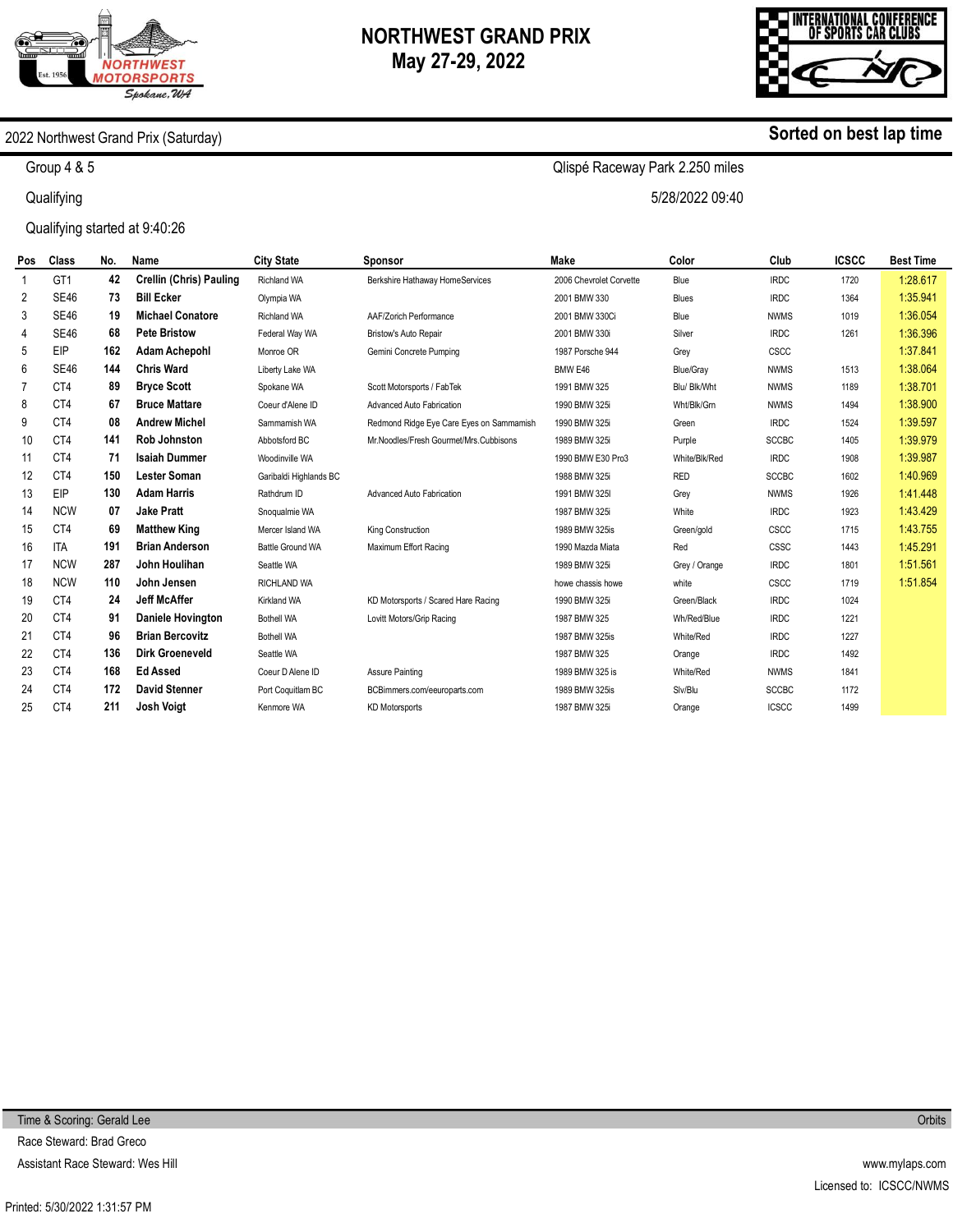# NORTHWEST GRAND PRIX
## May 27-29, 2022

INTERNATIONAL CONFERENCE OF SPORTS CAR CLUBS

2022 Northwest Grand Prix (Saturday)

**Sorted on best lap time**

Group 4 & 5

Qualifying

Qualifying started at 9:40:26

Qlispé Raceway Park 2.250 miles

5/28/2022 09:40

| Pos | Class | No. | Name | City State | Sponsor | Make | Color | Club | ICSCC | Best Time |
|---|---|---|---|---|---|---|---|---|---|---|
| 1 | GT1 | 42 | **Crellin (Chris) Pauling** | Richland WA | Berkshire Hathaway HomeServices | 2006 Chevrolet Corvette | Blue | IRDC | 1720 | 1:28.617 |
| 2 | SE46 | 73 | **Bill Ecker** | Olympia WA | | 2001 BMW 330 | Blues | IRDC | 1364 | 1:35.941 |
| 3 | SE46 | 19 | **Michael Conatore** | Richland WA | AAF/Zorich Performance | 2001 BMW 330Ci | Blue | NWMS | 1019 | 1:36.054 |
| 4 | SE46 | 68 | **Pete Bristow** | Federal Way WA | Bristow's Auto Repair | 2001 BMW 330i | Silver | IRDC | 1261 | 1:36.396 |
| 5 | EIP | 162 | **Adam Achepohl** | Monroe OR | Gemini Concrete Pumping | 1987 Porsche 944 | Grey | CSCC | | 1:37.841 |
| 6 | SE46 | 144 | **Chris Ward** | Liberty Lake WA | | BMW E46 | Blue/Gray | NWMS | 1513 | 1:38.064 |
| 7 | CT4 | 89 | **Bryce Scott** | Spokane WA | Scott Motorsports / FabTek | 1991 BMW 325 | Blu/ Blk/Wht | NWMS | 1189 | 1:38.701 |
| 8 | CT4 | 67 | **Bruce Mattare** | Coeur d'Alene ID | Advanced Auto Fabrication | 1990 BMW 325i | Wht/Blk/Grn | NWMS | 1494 | 1:38.900 |
| 9 | CT4 | 08 | **Andrew Michel** | Sammamish WA | Redmond Ridge Eye Care Eyes on Sammamish | 1990 BMW 325i | Green | IRDC | 1524 | 1:39.597 |
| 10 | CT4 | 141 | **Rob Johnston** | Abbotsford BC | Mr.Noodles/Fresh Gourmet/Mrs.Cubbisons | 1989 BMW 325i | Purple | SCCBC | 1405 | 1:39.979 |
| 11 | CT4 | 71 | **Isaiah Dummer** | Woodinville WA | | 1990 BMW E30 Pro3 | White/Blk/Red | IRDC | 1908 | 1:39.987 |
| 12 | CT4 | 150 | **Lester Soman** | Garibaldi Highlands BC | | 1988 BMW 325i | RED | SCCBC | 1602 | 1:40.969 |
| 13 | EIP | 130 | **Adam Harris** | Rathdrum ID | Advanced Auto Fabrication | 1991 BMW 325I | Grey | NWMS | 1926 | 1:41.448 |
| 14 | NCW | 07 | **Jake Pratt** | Snoqualmie WA | | 1987 BMW 325i | White | IRDC | 1923 | 1:43.429 |
| 15 | CT4 | 69 | **Matthew King** | Mercer Island WA | King Construction | 1989 BMW 325is | Green/gold | CSCC | 1715 | 1:43.755 |
| 16 | ITA | 191 | **Brian Anderson** | Battle Ground WA | Maximum Effort Racing | 1990 Mazda Miata | Red | CSSC | 1443 | 1:45.291 |
| 17 | NCW | 287 | **John Houlihan** | Seattle WA | | 1989 BMW 325i | Grey / Orange | IRDC | 1801 | 1:51.561 |
| 18 | NCW | 110 | **John Jensen** | RICHLAND WA | | howe chassis howe | white | CSCC | 1719 | 1:51.854 |
| 19 | CT4 | 24 | **Jeff McAffer** | Kirkland WA | KD Motorsports / Scared Hare Racing | 1990 BMW 325i | Green/Black | IRDC | 1024 | |
| 20 | CT4 | 91 | **Daniele Hovington** | Bothell WA | Lovitt Motors/Grip Racing | 1987 BMW 325 | Wh/Red/Blue | IRDC | 1221 | |
| 21 | CT4 | 96 | **Brian Bercovitz** | Bothell WA | | 1987 BMW 325is | White/Red | IRDC | 1227 | |
| 22 | CT4 | 136 | **Dirk Groeneveld** | Seattle WA | | 1987 BMW 325 | Orange | IRDC | 1492 | |
| 23 | CT4 | 168 | **Ed Assed** | Coeur D Alene ID | Assure Painting | 1989 BMW 325 is | White/Red | NWMS | 1841 | |
| 24 | CT4 | 172 | **David Stenner** | Port Coquitlam BC | BCBimmers.com/eeuroparts.com | 1989 BMW 325is | Slv/Blu | SCCBC | 1172 | |
| 25 | CT4 | 211 | **Josh Voigt** | Kenmore WA | KD Motorsports | 1987 BMW 325i | Orange | ICSCC | 1499 | |

Time & Scoring: Gerald Lee

Race Steward: Brad Greco

Assistant Race Steward: Wes Hill

Orbits

www.mylaps.com

Licensed to: ICSCC/NWMS

Printed: 5/30/2022 1:31:57 PM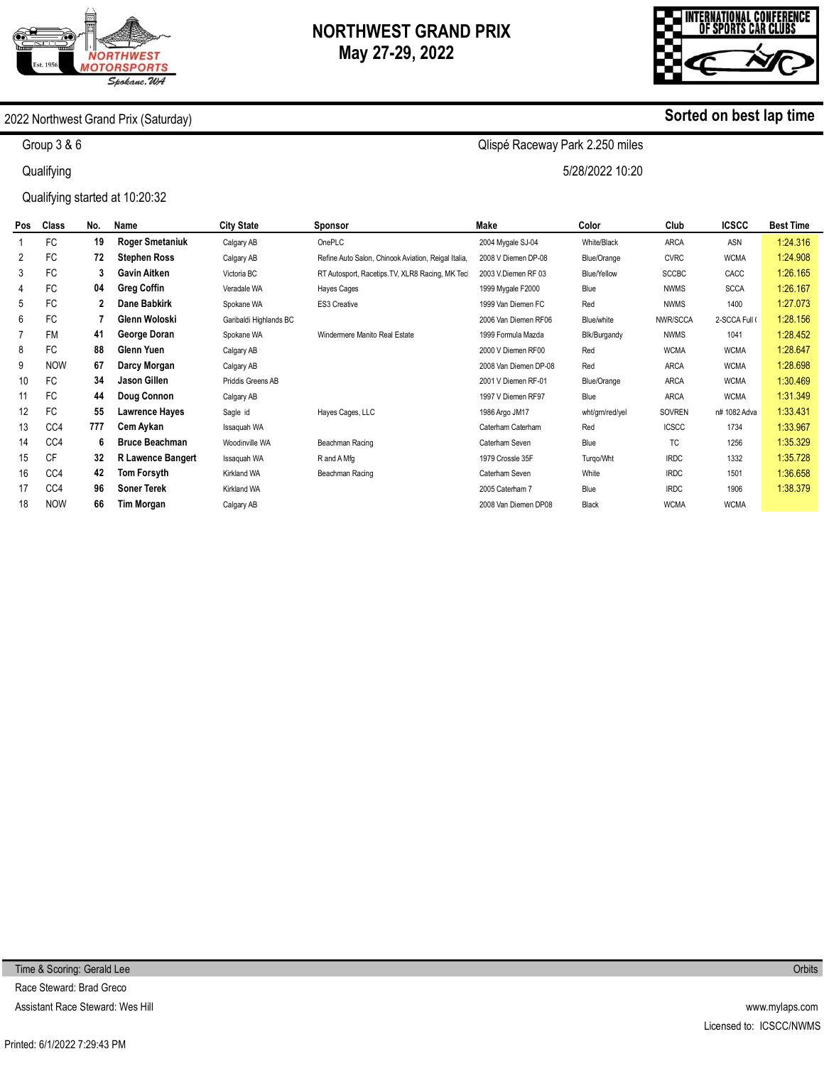# NORTHWEST GRAND PRIX
## May 27-29, 2022

2022 Northwest Grand Prix (Saturday) — **Sorted on best lap time**

Group 3 & 6 — Qlispé Raceway Park 2.250 miles

Qualifying — 5/28/2022 10:20

Qualifying started at 10:20:32

| Pos | Class | No. | Name | City State | Sponsor | Make | Color | Club | ICSCC | Best Time |
|---|---|---|---|---|---|---|---|---|---|---|
| 1 | FC | 19 | **Roger Smetaniuk** | Calgary AB | OnePLC | 2004 Mygale SJ-04 | White/Black | ARCA | ASN | 1:24.316 |
| 2 | FC | 72 | **Stephen Ross** | Calgary AB | Refine Auto Salon, Chinook Aviation, Reigal Italia, | 2008 V Diemen DP-08 | Blue/Orange | CVRC | WCMA | 1:24.908 |
| 3 | FC | 3 | **Gavin Aitken** | Victoria BC | RT Autosport, Racetips.TV, XLR8 Racing, MK Tec | 2003 V.Diemen RF 03 | Blue/Yellow | SCCBC | CACC | 1:26.165 |
| 4 | FC | 04 | **Greg Coffin** | Veradale WA | Hayes Cages | 1999 Mygale F2000 | Blue | NWMS | SCCA | 1:26.167 |
| 5 | FC | 2 | **Dane Babkirk** | Spokane WA | ES3 Creative | 1999 Van Diemen FC | Red | NWMS | 1400 | 1:27.073 |
| 6 | FC | 7 | **Glenn Woloski** | Garibaldi Highlands BC | | 2006 Van Diemen RF06 | Blue/white | NWR/SCCA | 2-SCCA Full ( | 1:28.156 |
| 7 | FM | 41 | **George Doran** | Spokane WA | Windermere Manito Real Estate | 1999 Formula Mazda | Blk/Burgandy | NWMS | 1041 | 1:28.452 |
| 8 | FC | 88 | **Glenn Yuen** | Calgary AB | | 2000 V Diemen RF00 | Red | WCMA | WCMA | 1:28.647 |
| 9 | NOW | 67 | **Darcy Morgan** | Calgary AB | | 2008 Van Diemen DP-08 | Red | ARCA | WCMA | 1:28.698 |
| 10 | FC | 34 | **Jason Gillen** | Priddis Greens AB | | 2001 V Diemen RF-01 | Blue/Orange | ARCA | WCMA | 1:30.469 |
| 11 | FC | 44 | **Doug Connon** | Calgary AB | | 1997 V Diemen RF97 | Blue | ARCA | WCMA | 1:31.349 |
| 12 | FC | 55 | **Lawrence Hayes** | Sagle id | Hayes Cages, LLC | 1986 Argo JM17 | wht/grn/red/yel | SOVREN | n# 1082 Adva | 1:33.431 |
| 13 | CC4 | 777 | **Cem Aykan** | Issaquah WA | | Caterham Caterham | Red | ICSCC | 1734 | 1:33.967 |
| 14 | CC4 | 6 | **Bruce Beachman** | Woodinville WA | Beachman Racing | Caterham Seven | Blue | TC | 1256 | 1:35.329 |
| 15 | CF | 32 | **R Lawence Bangert** | Issaquah WA | R and A Mfg | 1979 Crossle 35F | Turqo/Wht | IRDC | 1332 | 1:35.728 |
| 16 | CC4 | 42 | **Tom Forsyth** | Kirkland WA | Beachman Racing | Caterham Seven | White | IRDC | 1501 | 1:36.658 |
| 17 | CC4 | 96 | **Soner Terek** | Kirkland WA | | 2005 Caterham 7 | Blue | IRDC | 1906 | 1:38.379 |
| 18 | NOW | 66 | **Tim Morgan** | Calgary AB | | 2008 Van Diemen DP08 | Black | WCMA | WCMA | |

Time & Scoring: Gerald Lee — Orbits

Race Steward: Brad Greco

Assistant Race Steward: Wes Hill — www.mylaps.com

Licensed to: ICSCC/NWMS

Printed: 6/1/2022 7:29:43 PM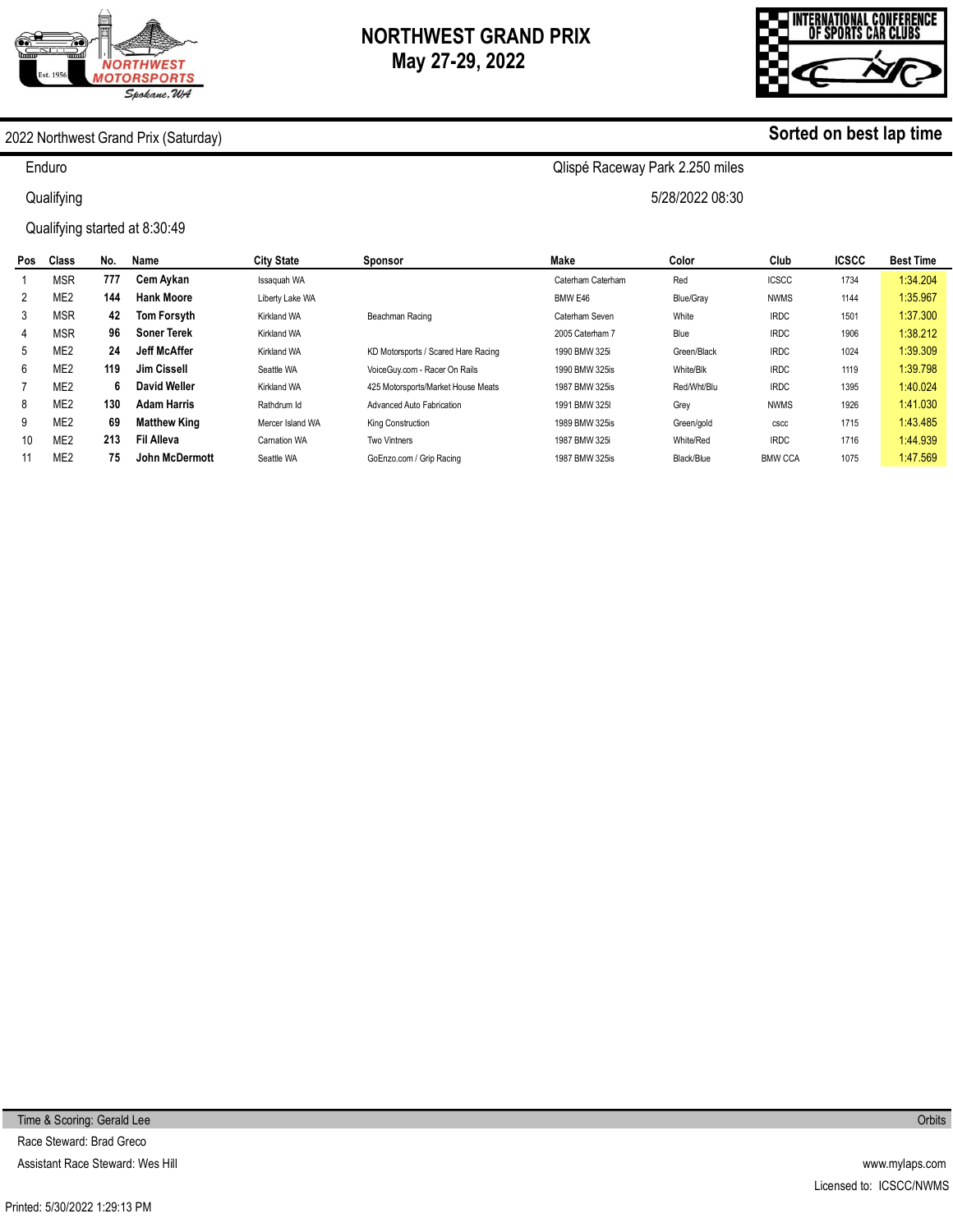# NORTHWEST GRAND PRIX
## May 27-29, 2022

2022 Northwest Grand Prix (Saturday)

**Sorted on best lap time**

Enduro

Qualifying

Qualifying started at 8:30:49

Qlispé Raceway Park 2.250 miles

5/28/2022 08:30

| Pos | Class | No. | Name | City State | Sponsor | Make | Color | Club | ICSCC | Best Time |
|---|---|---|---|---|---|---|---|---|---|---|
| 1 | MSR | 777 | Cem Aykan | Issaquah WA | | Caterham Caterham | Red | ICSCC | 1734 | 1:34.204 |
| 2 | ME2 | 144 | Hank Moore | Liberty Lake WA | | BMW E46 | Blue/Gray | NWMS | 1144 | 1:35.967 |
| 3 | MSR | 42 | Tom Forsyth | Kirkland WA | Beachman Racing | Caterham Seven | White | IRDC | 1501 | 1:37.300 |
| 4 | MSR | 96 | Soner Terek | Kirkland WA | | 2005 Caterham 7 | Blue | IRDC | 1906 | 1:38.212 |
| 5 | ME2 | 24 | Jeff McAffer | Kirkland WA | KD Motorsports / Scared Hare Racing | 1990 BMW 325i | Green/Black | IRDC | 1024 | 1:39.309 |
| 6 | ME2 | 119 | Jim Cissell | Seattle WA | VoiceGuy.com - Racer On Rails | 1990 BMW 325is | White/Blk | IRDC | 1119 | 1:39.798 |
| 7 | ME2 | 6 | David Weller | Kirkland WA | 425 Motorsports/Market House Meats | 1987 BMW 325is | Red/Wht/Blu | IRDC | 1395 | 1:40.024 |
| 8 | ME2 | 130 | Adam Harris | Rathdrum Id | Advanced Auto Fabrication | 1991 BMW 325I | Grey | NWMS | 1926 | 1:41.030 |
| 9 | ME2 | 69 | Matthew King | Mercer Island WA | King Construction | 1989 BMW 325is | Green/gold | cscc | 1715 | 1:43.485 |
| 10 | ME2 | 213 | Fil Alleva | Carnation WA | Two Vintners | 1987 BMW 325i | White/Red | IRDC | 1716 | 1:44.939 |
| 11 | ME2 | 75 | John McDermott | Seattle WA | GoEnzo.com / Grip Racing | 1987 BMW 325is | Black/Blue | BMW CCA | 1075 | 1:47.569 |

Time & Scoring: Gerald Lee

Race Steward: Brad Greco

Assistant Race Steward: Wes Hill

Orbits

www.mylaps.com

Licensed to: ICSCC/NWMS

Printed: 5/30/2022 1:29:13 PM